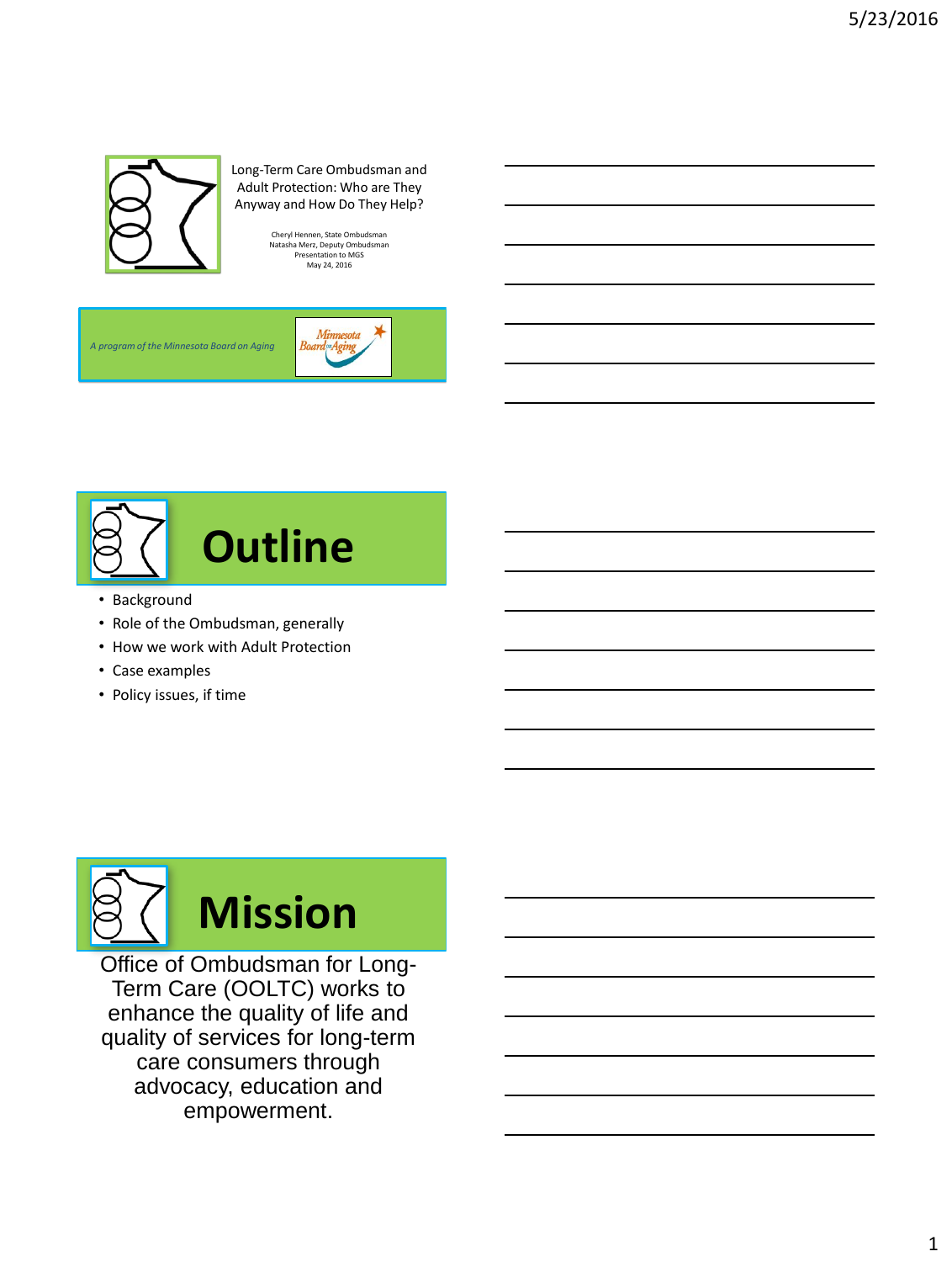# Long-Term Care Ombudsman and Adult Protection: Who are They Anyway and How Do They Help?

Cheryl Hennen, State Ombudsman
Natasha Merz, Deputy Ombudsman
Presentation to MGS
May 24, 2016

*A program of the Minnesota Board on Aging*

Minnesota Board on Aging

# Outline

- Background
- Role of the Ombudsman, generally
- How we work with Adult Protection
- Case examples
- Policy issues, if time

# Mission

Office of Ombudsman for Long-Term Care (OOLTC) works to enhance the quality of life and quality of services for long-term care consumers through advocacy, education and empowerment.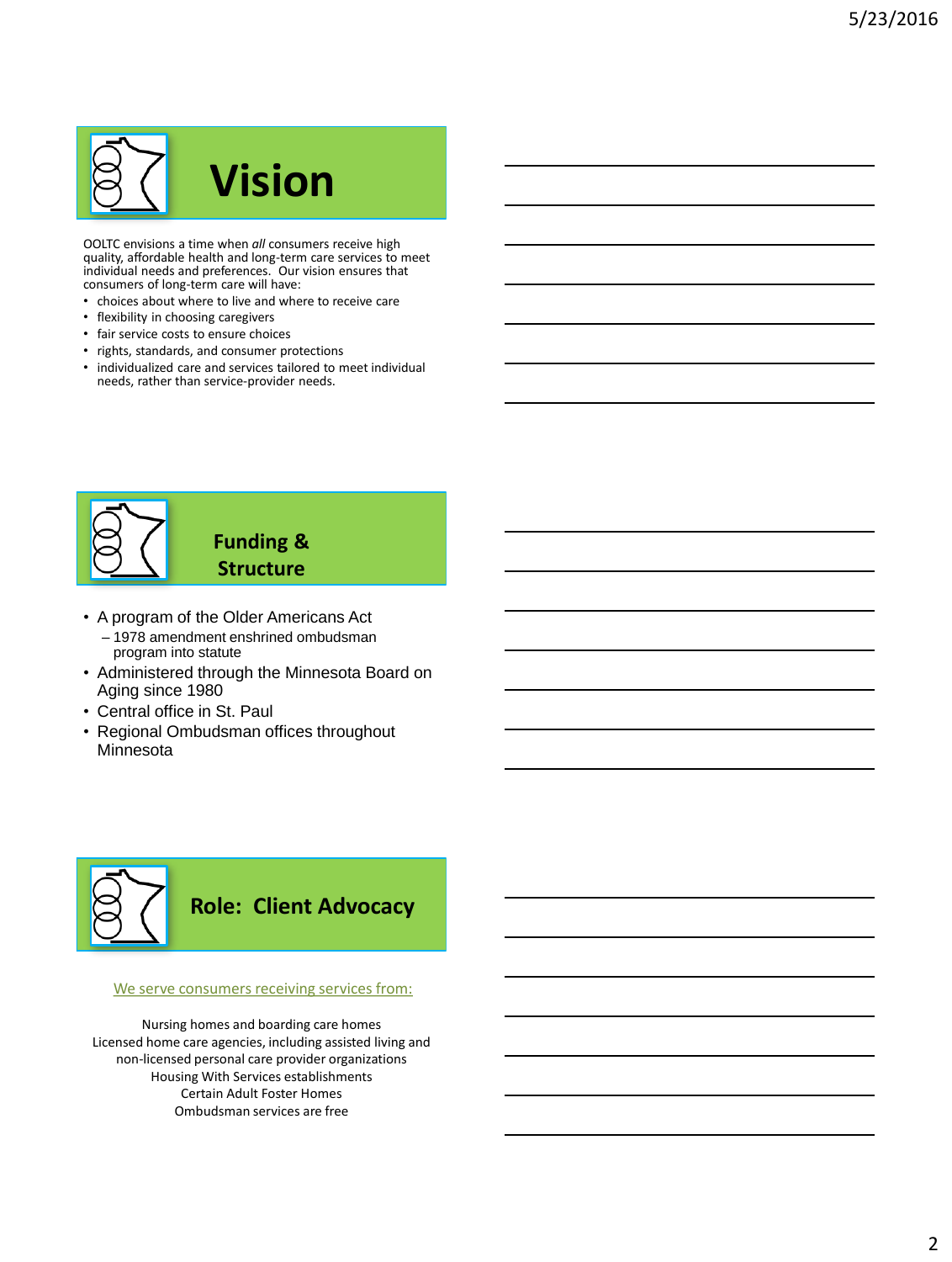# Vision

OOLTC envisions a time when *all* consumers receive high quality, affordable health and long-term care services to meet individual needs and preferences. Our vision ensures that consumers of long-term care will have:

- choices about where to live and where to receive care
- flexibility in choosing caregivers
- fair service costs to ensure choices
- rights, standards, and consumer protections
- individualized care and services tailored to meet individual needs, rather than service-provider needs.

# Funding & Structure

- A program of the Older Americans Act
  - 1978 amendment enshrined ombudsman program into statute
- Administered through the Minnesota Board on Aging since 1980
- Central office in St. Paul
- Regional Ombudsman offices throughout Minnesota

# Role: Client Advocacy

We serve consumers receiving services from:

Nursing homes and boarding care homes
Licensed home care agencies, including assisted living and non-licensed personal care provider organizations
Housing With Services establishments
Certain Adult Foster Homes
Ombudsman services are free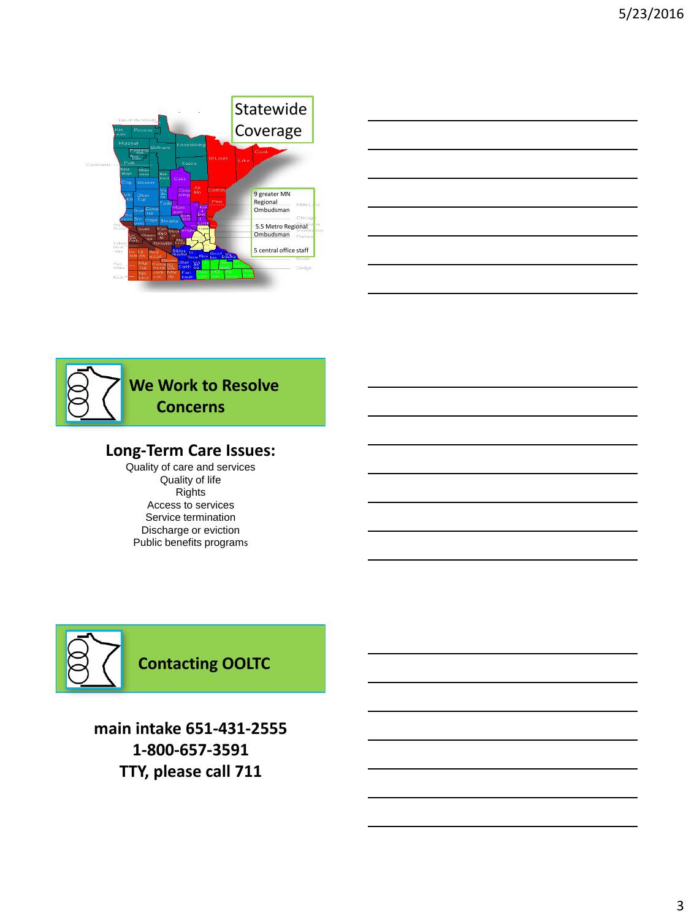## Statewide Coverage

9 greater MN Regional Ombudsman

5.5 Metro Regional Ombudsman

5 central office staff

## We Work to Resolve Concerns

### Long-Term Care Issues:

Quality of care and services
Quality of life
Rights
Access to services
Service termination
Discharge or eviction
Public benefits programs

## Contacting OOLTC

**main intake 651-431-2555**
**1-800-657-3591**
**TTY, please call 711**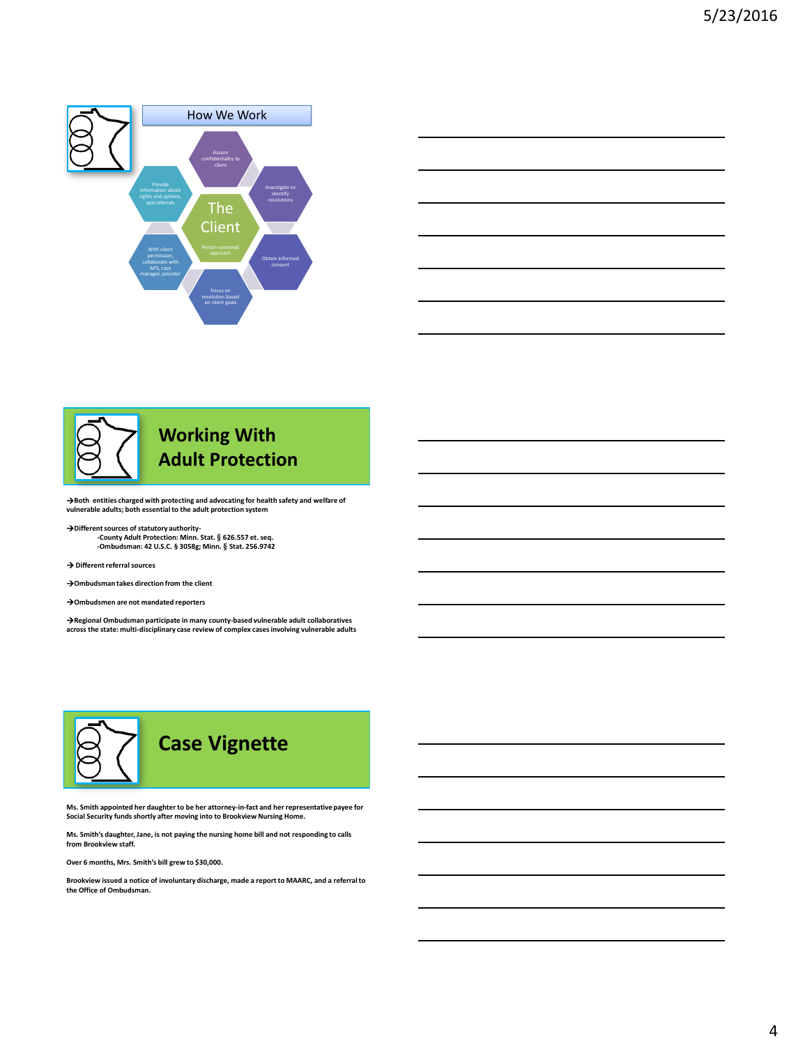## How We Work

**The Client**

Person-centered approach

- Assure confidentiality to client
- Investigate to identify resolutions
- Obtain informed consent
- Focus on resolution based on client goals
- With client permission, collaborate with APS, case manager, provider
- Provide information about rights and options, and referrals

## Working With Adult Protection

**→Both entities charged with protecting and advocating for health safety and welfare of vulnerable adults; both essential to the adult protection system**

**→Different sources of statutory authority-**
- **-County Adult Protection: Minn. Stat. § 626.557 et. seq.**
- **-Ombudsman: 42 U.S.C. § 3058g; Minn. § Stat. 256.9742**

**→ Different referral sources**

**→Ombudsman takes direction from the client**

**→Ombudsmen are not mandated reporters**

**→Regional Ombudsman participate in many county-based vulnerable adult collaboratives across the state: multi-disciplinary case review of complex cases involving vulnerable adults**

## Case Vignette

**Ms. Smith appointed her daughter to be her attorney-in-fact and her representative payee for Social Security funds shortly after moving into to Brookview Nursing Home.**

**Ms. Smith's daughter, Jane, is not paying the nursing home bill and not responding to calls from Brookview staff.**

**Over 6 months, Mrs. Smith's bill grew to $30,000.**

**Brookview issued a notice of involuntary discharge, made a report to MAARC, and a referral to the Office of Ombudsman.**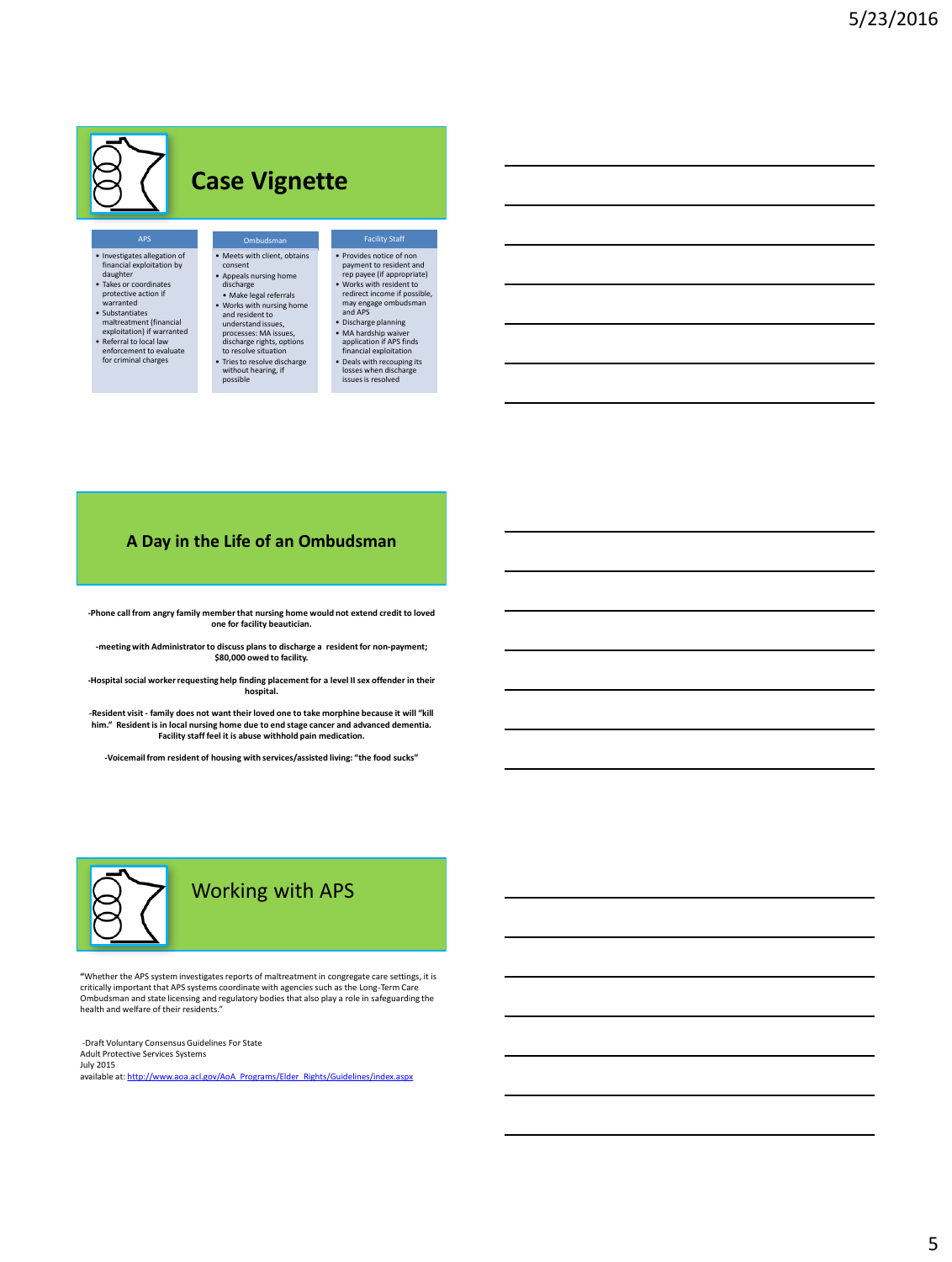## Case Vignette

| APS | Ombudsman | Facility Staff |
| --- | --- | --- |
| • Investigates allegation of financial exploitation by daughter<br>• Takes or coordinates protective action if warranted<br>• Substantiates maltreatment (financial exploitation) if warranted<br>• Referral to local law enforcement to evaluate for criminal charges | • Meets with client, obtains consent<br>• Appeals nursing home discharge<br>• Make legal referrals<br>• Works with nursing home and resident to understand issues, processes: MA issues, discharge rights, options to resolve situation<br>• Tries to resolve discharge without hearing, if possible | • Provides notice of non payment to resident and rep payee (if appropriate)<br>• Works with resident to redirect income if possible, may engage ombudsman and APS<br>• Discharge planning<br>• MA hardship waiver application if APS finds financial exploitation<br>• Deals with recouping its losses when discharge issues is resolved |

## A Day in the Life of an Ombudsman

**-Phone call from angry family member that nursing home would not extend credit to loved one for facility beautician.**

**-meeting with Administrator to discuss plans to discharge a resident for non-payment; $80,000 owed to facility.**

**-Hospital social worker requesting help finding placement for a level II sex offender in their hospital.**

**-Resident visit - family does not want their loved one to take morphine because it will "kill him." Resident is in local nursing home due to end stage cancer and advanced dementia. Facility staff feel it is abuse withhold pain medication.**

**-Voicemail from resident of housing with services/assisted living: "the food sucks"**

## Working with APS

"Whether the APS system investigates reports of maltreatment in congregate care settings, it is critically important that APS systems coordinate with agencies such as the Long-Term Care Ombudsman and state licensing and regulatory bodies that also play a role in safeguarding the health and welfare of their residents."

-Draft Voluntary Consensus Guidelines For State Adult Protective Services Systems
July 2015
available at: http://www.aoa.acl.gov/AoA_Programs/Elder_Rights/Guidelines/index.aspx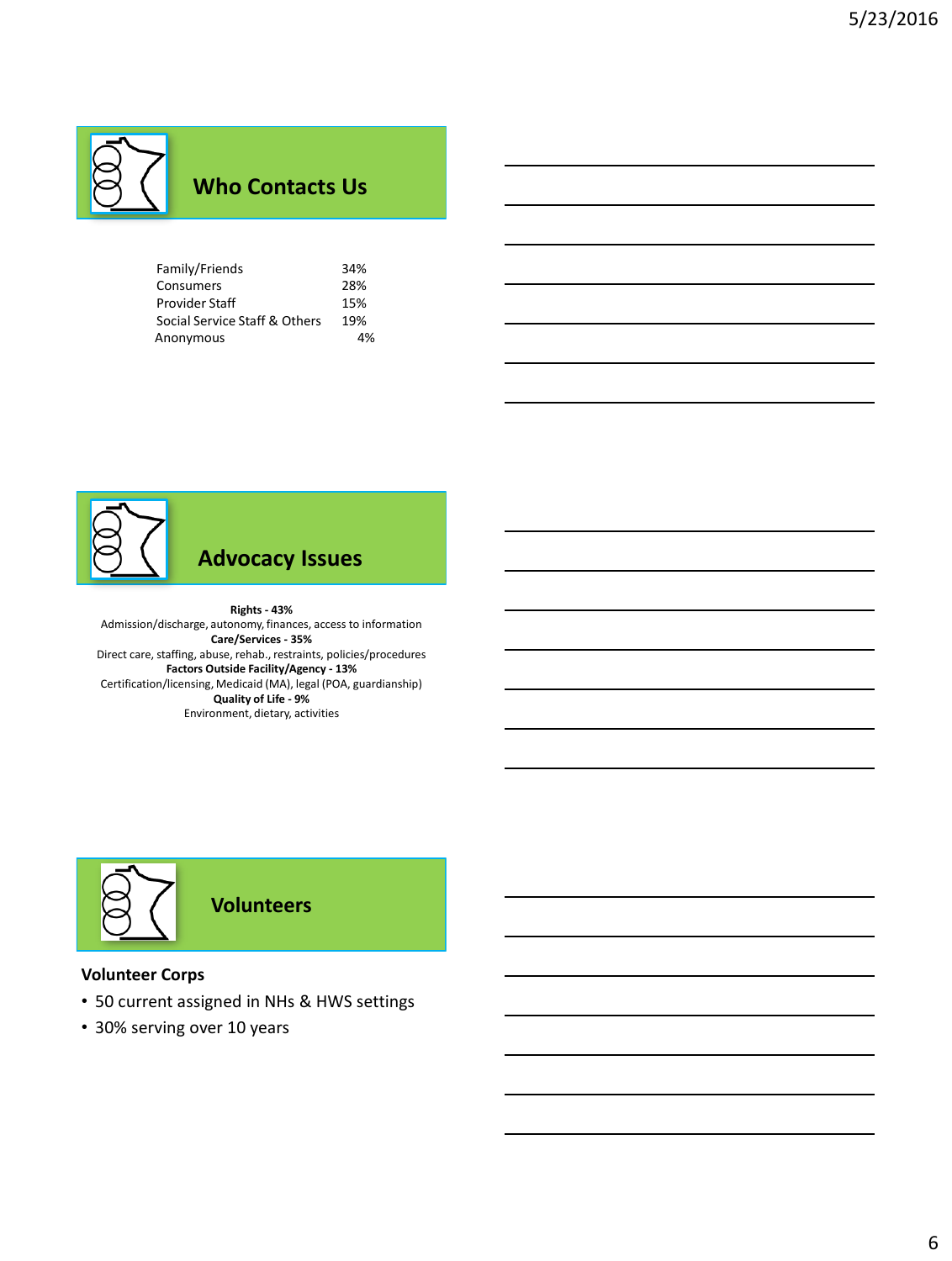## Who Contacts Us

| | |
|---|---|
| Family/Friends | 34% |
| Consumers | 28% |
| Provider Staff | 15% |
| Social Service Staff & Others | 19% |
| Anonymous | 4% |

## Advocacy Issues

**Rights - 43%**
Admission/discharge, autonomy, finances, access to information

**Care/Services - 35%**
Direct care, staffing, abuse, rehab., restraints, policies/procedures

**Factors Outside Facility/Agency - 13%**
Certification/licensing, Medicaid (MA), legal (POA, guardianship)

**Quality of Life - 9%**
Environment, dietary, activities

## Volunteers

**Volunteer Corps**

- 50 current assigned in NHs & HWS settings
- 30% serving over 10 years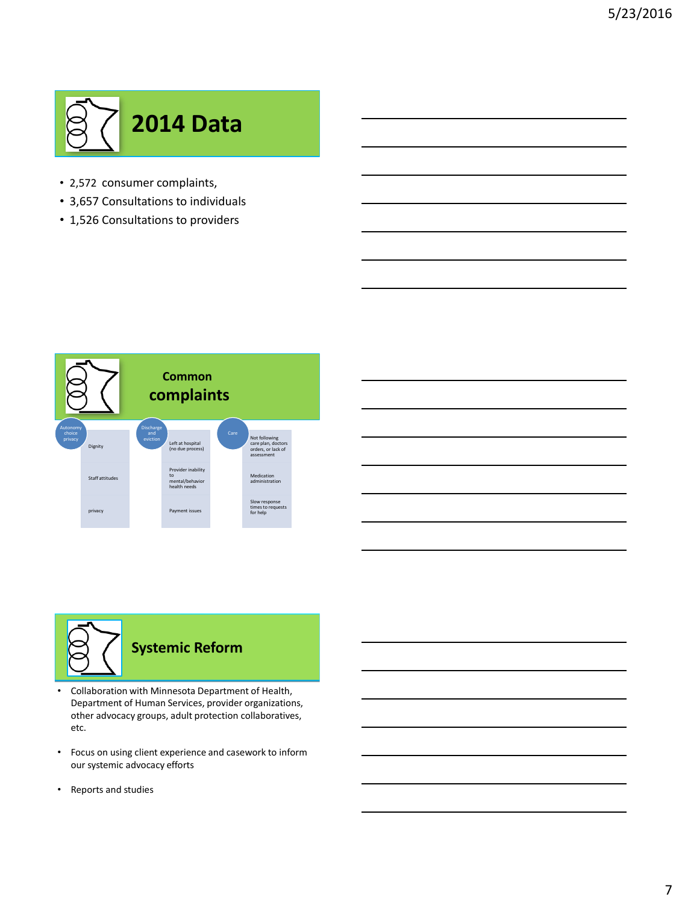## 2014 Data

- 2,572 consumer complaints,
- 3,657 Consultations to individuals
- 1,526 Consultations to providers

## Common complaints

| Autonomy choice privacy | Discharge and eviction | Care |
|---|---|---|
| Dignity | Left at hospital (no due process) | Not following care plan, doctors orders, or lack of assessment |
| Staff attitudes | Provider inability to mental/behavior health needs | Medication administration |
| privacy | Payment issues | Slow response times to requests for help |

## Systemic Reform

- Collaboration with Minnesota Department of Health, Department of Human Services, provider organizations, other advocacy groups, adult protection collaboratives, etc.
- Focus on using client experience and casework to inform our systemic advocacy efforts
- Reports and studies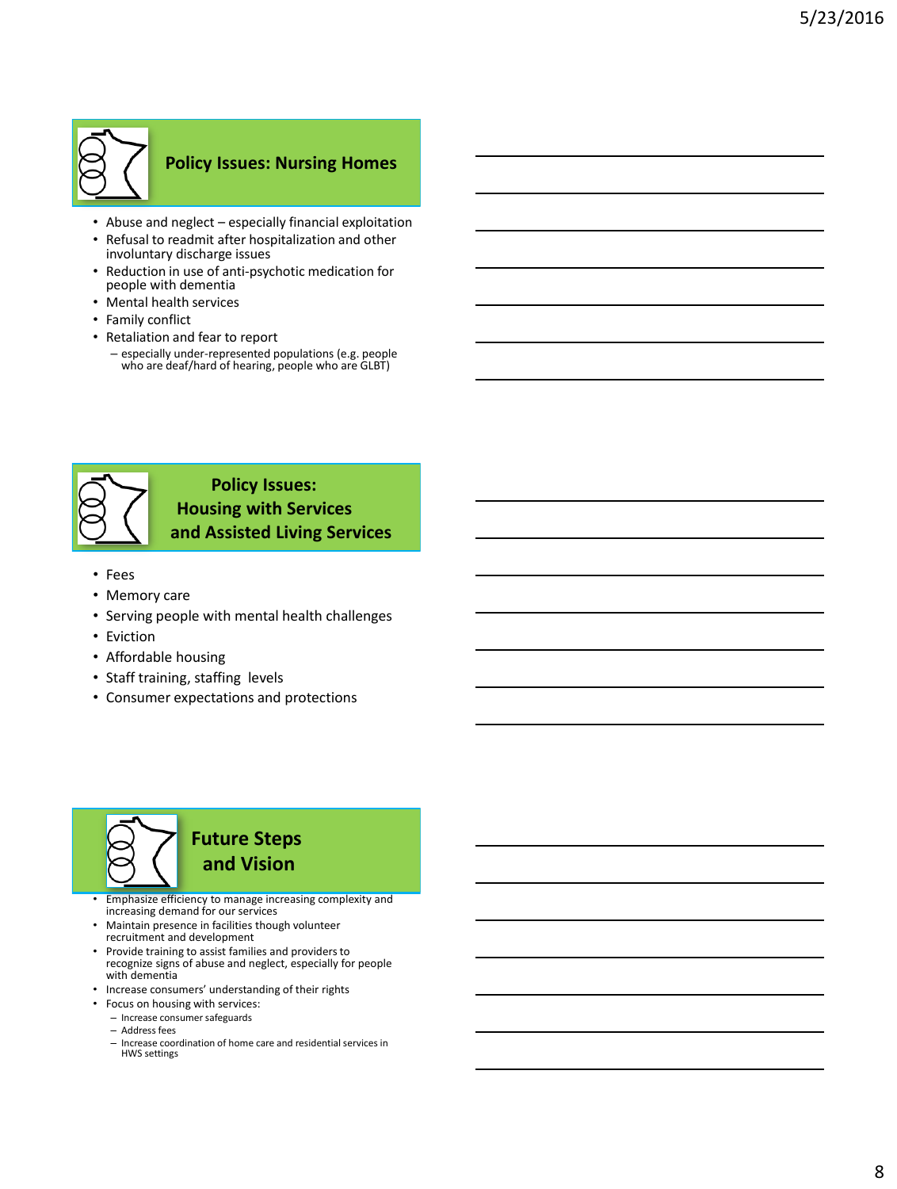## Policy Issues: Nursing Homes

- Abuse and neglect – especially financial exploitation
- Refusal to readmit after hospitalization and other involuntary discharge issues
- Reduction in use of anti-psychotic medication for people with dementia
- Mental health services
- Family conflict
- Retaliation and fear to report
  - especially under-represented populations (e.g. people who are deaf/hard of hearing, people who are GLBT)

## Policy Issues: Housing with Services and Assisted Living Services

- Fees
- Memory care
- Serving people with mental health challenges
- Eviction
- Affordable housing
- Staff training, staffing levels
- Consumer expectations and protections

## Future Steps and Vision

- Emphasize efficiency to manage increasing complexity and increasing demand for our services
- Maintain presence in facilities though volunteer recruitment and development
- Provide training to assist families and providers to recognize signs of abuse and neglect, especially for people with dementia
- Increase consumers' understanding of their rights
- Focus on housing with services:
  - Increase consumer safeguards
  - Address fees
  - Increase coordination of home care and residential services in HWS settings